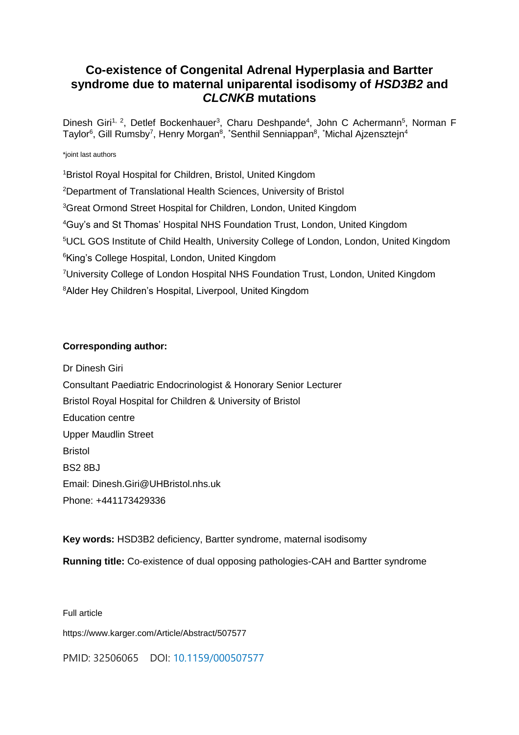# Co-existence of Congenital Adrenal Hyperplasia and Bartter syndrome due to maternal uniparental isodisomy of *HSD3B2* and *CLCNKB* mutations

Dinesh Giri[1, 2], Detlef Bockenhauer[3], Charu Deshpande[4], John C Achermann[5], Norman F Taylor[6], Gill Rumsby[7], Henry Morgan[8], *Senthil Senniappan[8], *Michal Ajzensztejn[4]

*joint last authors

[1]Bristol Royal Hospital for Children, Bristol, United Kingdom

[2]Department of Translational Health Sciences, University of Bristol

[3]Great Ormond Street Hospital for Children, London, United Kingdom

[4]Guy's and St Thomas' Hospital NHS Foundation Trust, London, United Kingdom

[5]UCL GOS Institute of Child Health, University College of London, London, United Kingdom

[6]King's College Hospital, London, United Kingdom

[7]University College of London Hospital NHS Foundation Trust, London, United Kingdom

[8]Alder Hey Children's Hospital, Liverpool, United Kingdom

**Corresponding author:**

Dr Dinesh Giri

Consultant Paediatric Endocrinologist & Honorary Senior Lecturer

Bristol Royal Hospital for Children & University of Bristol

Education centre

Upper Maudlin Street

Bristol

BS2 8BJ

Email: Dinesh.Giri@UHBristol.nhs.uk

Phone: +441173429336

**Key words:** HSD3B2 deficiency, Bartter syndrome, maternal isodisomy

**Running title:** Co-existence of dual opposing pathologies-CAH and Bartter syndrome

Full article

https://www.karger.com/Article/Abstract/507577

PMID: 32506065 DOI: 10.1159/000507577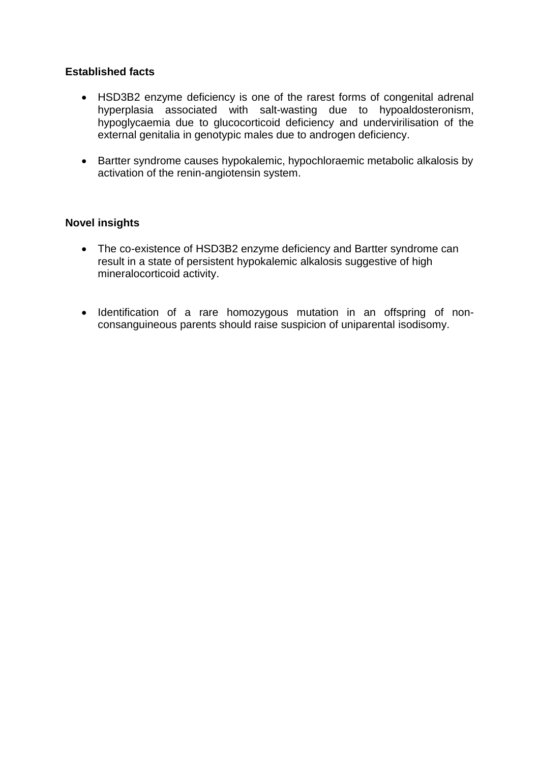**Established facts**

- HSD3B2 enzyme deficiency is one of the rarest forms of congenital adrenal hyperplasia associated with salt-wasting due to hypoaldosteronism, hypoglycaemia due to glucocorticoid deficiency and undervirilisation of the external genitalia in genotypic males due to androgen deficiency.

- Bartter syndrome causes hypokalemic, hypochloraemic metabolic alkalosis by activation of the renin-angiotensin system.

**Novel insights**

- The co-existence of HSD3B2 enzyme deficiency and Bartter syndrome can result in a state of persistent hypokalemic alkalosis suggestive of high mineralocorticoid activity.

- Identification of a rare homozygous mutation in an offspring of non-consanguineous parents should raise suspicion of uniparental isodisomy.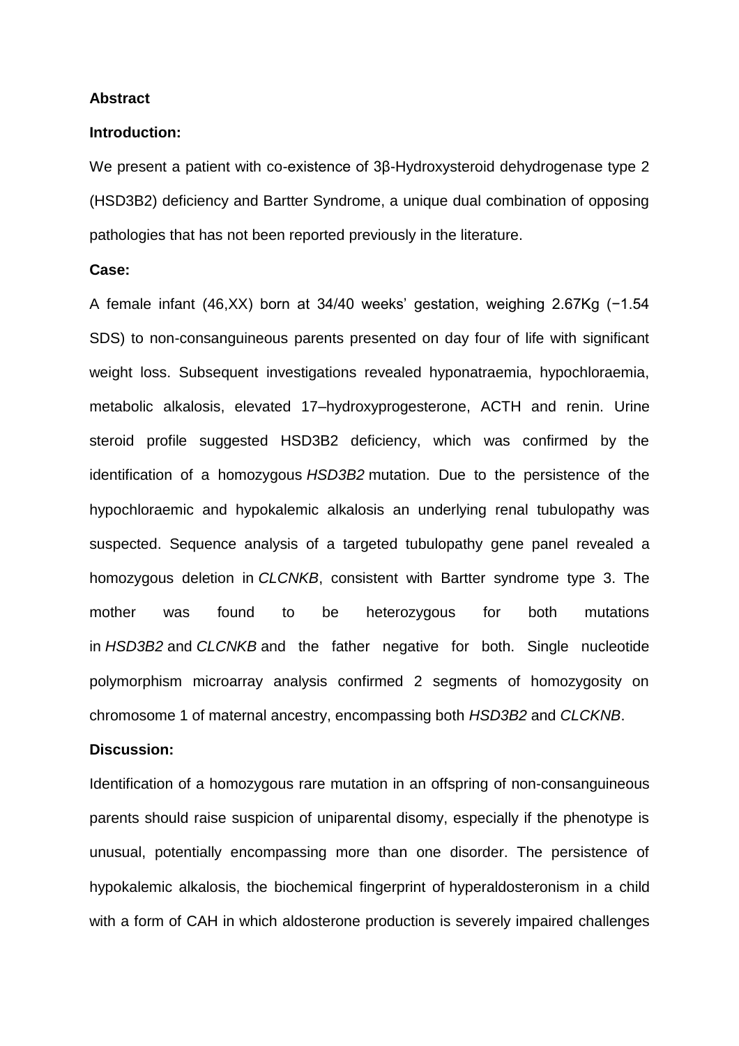**Abstract**

**Introduction:**

We present a patient with co-existence of 3β-Hydroxysteroid dehydrogenase type 2 (HSD3B2) deficiency and Bartter Syndrome, a unique dual combination of opposing pathologies that has not been reported previously in the literature.

**Case:**

A female infant (46,XX) born at 34/40 weeks' gestation, weighing 2.67Kg (−1.54 SDS) to non-consanguineous parents presented on day four of life with significant weight loss. Subsequent investigations revealed hyponatraemia, hypochloraemia, metabolic alkalosis, elevated 17–hydroxyprogesterone, ACTH and renin. Urine steroid profile suggested HSD3B2 deficiency, which was confirmed by the identification of a homozygous *HSD3B2* mutation. Due to the persistence of the hypochloraemic and hypokalemic alkalosis an underlying renal tubulopathy was suspected. Sequence analysis of a targeted tubulopathy gene panel revealed a homozygous deletion in *CLCNKB*, consistent with Bartter syndrome type 3. The mother was found to be heterozygous for both mutations in *HSD3B2* and *CLCNKB* and the father negative for both. Single nucleotide polymorphism microarray analysis confirmed 2 segments of homozygosity on chromosome 1 of maternal ancestry, encompassing both *HSD3B2* and *CLCKNB*.

**Discussion:**

Identification of a homozygous rare mutation in an offspring of non-consanguineous parents should raise suspicion of uniparental disomy, especially if the phenotype is unusual, potentially encompassing more than one disorder. The persistence of hypokalemic alkalosis, the biochemical fingerprint of hyperaldosteronism in a child with a form of CAH in which aldosterone production is severely impaired challenges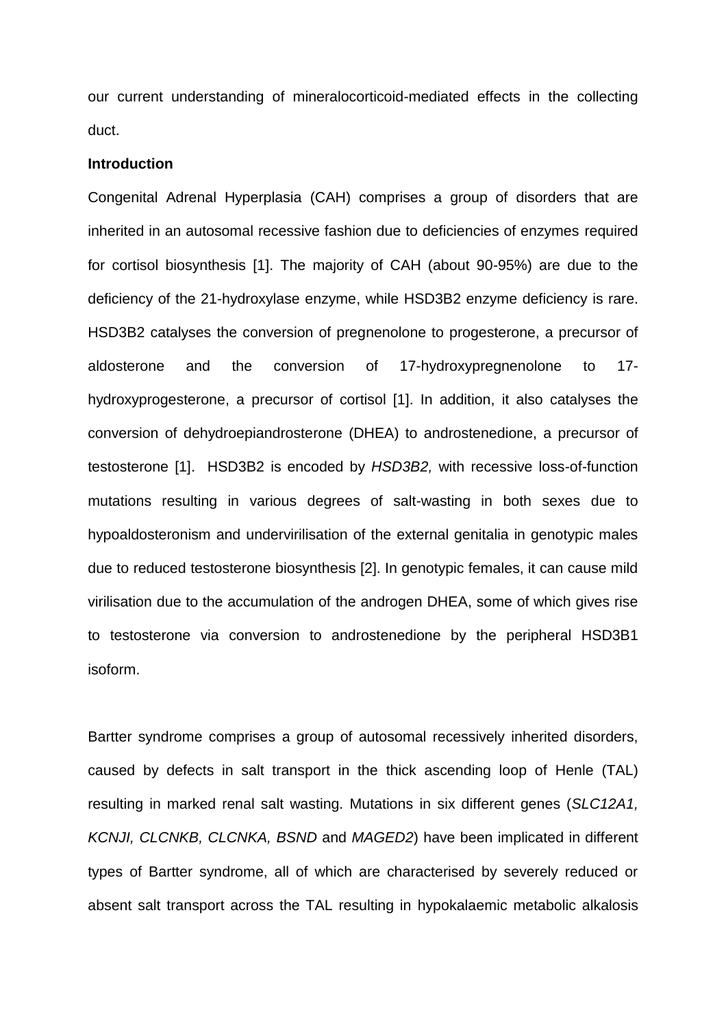our current understanding of mineralocorticoid-mediated effects in the collecting duct.

**Introduction**

Congenital Adrenal Hyperplasia (CAH) comprises a group of disorders that are inherited in an autosomal recessive fashion due to deficiencies of enzymes required for cortisol biosynthesis [1]. The majority of CAH (about 90-95%) are due to the deficiency of the 21-hydroxylase enzyme, while HSD3B2 enzyme deficiency is rare. HSD3B2 catalyses the conversion of pregnenolone to progesterone, a precursor of aldosterone and the conversion of 17-hydroxypregnenolone to 17-hydroxyprogesterone, a precursor of cortisol [1]. In addition, it also catalyses the conversion of dehydroepiandrosterone (DHEA) to androstenedione, a precursor of testosterone [1]. HSD3B2 is encoded by *HSD3B2,* with recessive loss-of-function mutations resulting in various degrees of salt-wasting in both sexes due to hypoaldosteronism and undervirilisation of the external genitalia in genotypic males due to reduced testosterone biosynthesis [2]. In genotypic females, it can cause mild virilisation due to the accumulation of the androgen DHEA, some of which gives rise to testosterone via conversion to androstenedione by the peripheral HSD3B1 isoform.

Bartter syndrome comprises a group of autosomal recessively inherited disorders, caused by defects in salt transport in the thick ascending loop of Henle (TAL) resulting in marked renal salt wasting. Mutations in six different genes (*SLC12A1, KCNJI, CLCNKB, CLCNKA, BSND* and *MAGED2*) have been implicated in different types of Bartter syndrome, all of which are characterised by severely reduced or absent salt transport across the TAL resulting in hypokalaemic metabolic alkalosis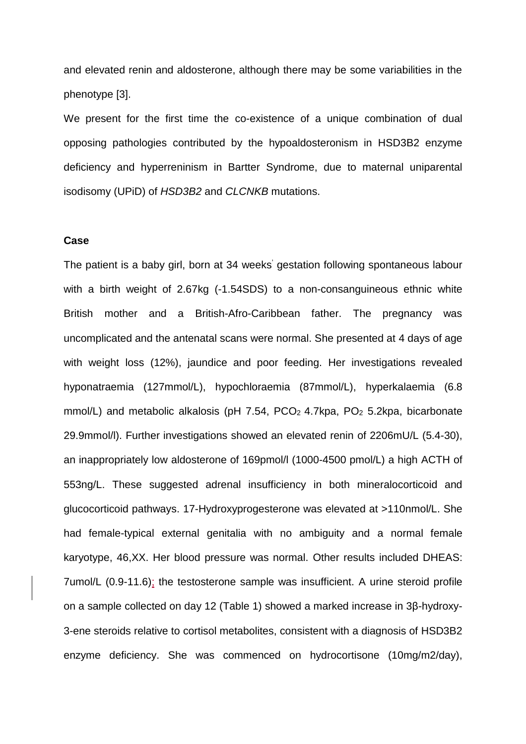and elevated renin and aldosterone, although there may be some variabilities in the phenotype [3].

We present for the first time the co-existence of a unique combination of dual opposing pathologies contributed by the hypoaldosteronism in HSD3B2 enzyme deficiency and hyperreninism in Bartter Syndrome, due to maternal uniparental isodisomy (UPiD) of *HSD3B2* and *CLCNKB* mutations.

**Case**

The patient is a baby girl, born at 34 weeks' gestation following spontaneous labour with a birth weight of 2.67kg (-1.54SDS) to a non-consanguineous ethnic white British mother and a British-Afro-Caribbean father. The pregnancy was uncomplicated and the antenatal scans were normal. She presented at 4 days of age with weight loss (12%), jaundice and poor feeding. Her investigations revealed hyponatraemia (127mmol/L), hypochloraemia (87mmol/L), hyperkalaemia (6.8 mmol/L) and metabolic alkalosis (pH 7.54, $PCO_2$ 4.7kpa, $PO_2$ 5.2kpa, bicarbonate 29.9mmol/l). Further investigations showed an elevated renin of 2206mU/L (5.4-30), an inappropriately low aldosterone of 169pmol/l (1000-4500 pmol/L) a high ACTH of 553ng/L. These suggested adrenal insufficiency in both mineralocorticoid and glucocorticoid pathways. 17-Hydroxyprogesterone was elevated at >110nmol/L. She had female-typical external genitalia with no ambiguity and a normal female karyotype, 46,XX. Her blood pressure was normal. Other results included DHEAS: 7umol/L (0.9-11.6); the testosterone sample was insufficient. A urine steroid profile on a sample collected on day 12 (Table 1) showed a marked increase in 3β-hydroxy-3-ene steroids relative to cortisol metabolites, consistent with a diagnosis of HSD3B2 enzyme deficiency. She was commenced on hydrocortisone (10mg/m2/day),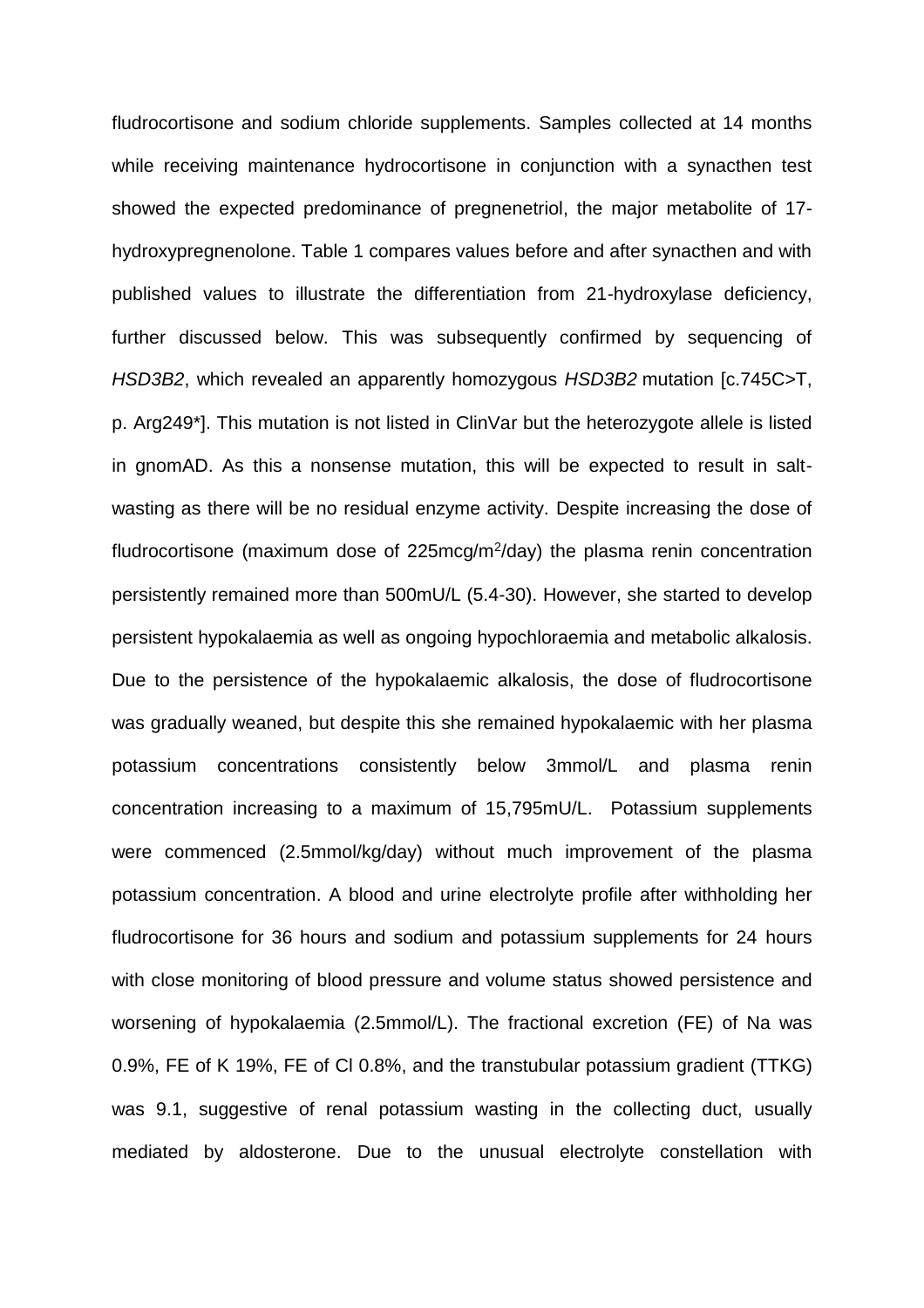fludrocortisone and sodium chloride supplements. Samples collected at 14 months while receiving maintenance hydrocortisone in conjunction with a synacthen test showed the expected predominance of pregnenetriol, the major metabolite of 17-hydroxypregnenolone. Table 1 compares values before and after synacthen and with published values to illustrate the differentiation from 21-hydroxylase deficiency, further discussed below. This was subsequently confirmed by sequencing of *HSD3B2*, which revealed an apparently homozygous *HSD3B2* mutation [c.745C>T, p. Arg249*]. This mutation is not listed in ClinVar but the heterozygote allele is listed in gnomAD. As this a nonsense mutation, this will be expected to result in salt-wasting as there will be no residual enzyme activity. Despite increasing the dose of fludrocortisone (maximum dose of 225mcg/m$^2$/day) the plasma renin concentration persistently remained more than 500mU/L (5.4-30). However, she started to develop persistent hypokalaemia as well as ongoing hypochloraemia and metabolic alkalosis. Due to the persistence of the hypokalaemic alkalosis, the dose of fludrocortisone was gradually weaned, but despite this she remained hypokalaemic with her plasma potassium concentrations consistently below 3mmol/L and plasma renin concentration increasing to a maximum of 15,795mU/L. Potassium supplements were commenced (2.5mmol/kg/day) without much improvement of the plasma potassium concentration. A blood and urine electrolyte profile after withholding her fludrocortisone for 36 hours and sodium and potassium supplements for 24 hours with close monitoring of blood pressure and volume status showed persistence and worsening of hypokalaemia (2.5mmol/L). The fractional excretion (FE) of Na was 0.9%, FE of K 19%, FE of Cl 0.8%, and the transtubular potassium gradient (TTKG) was 9.1, suggestive of renal potassium wasting in the collecting duct, usually mediated by aldosterone. Due to the unusual electrolyte constellation with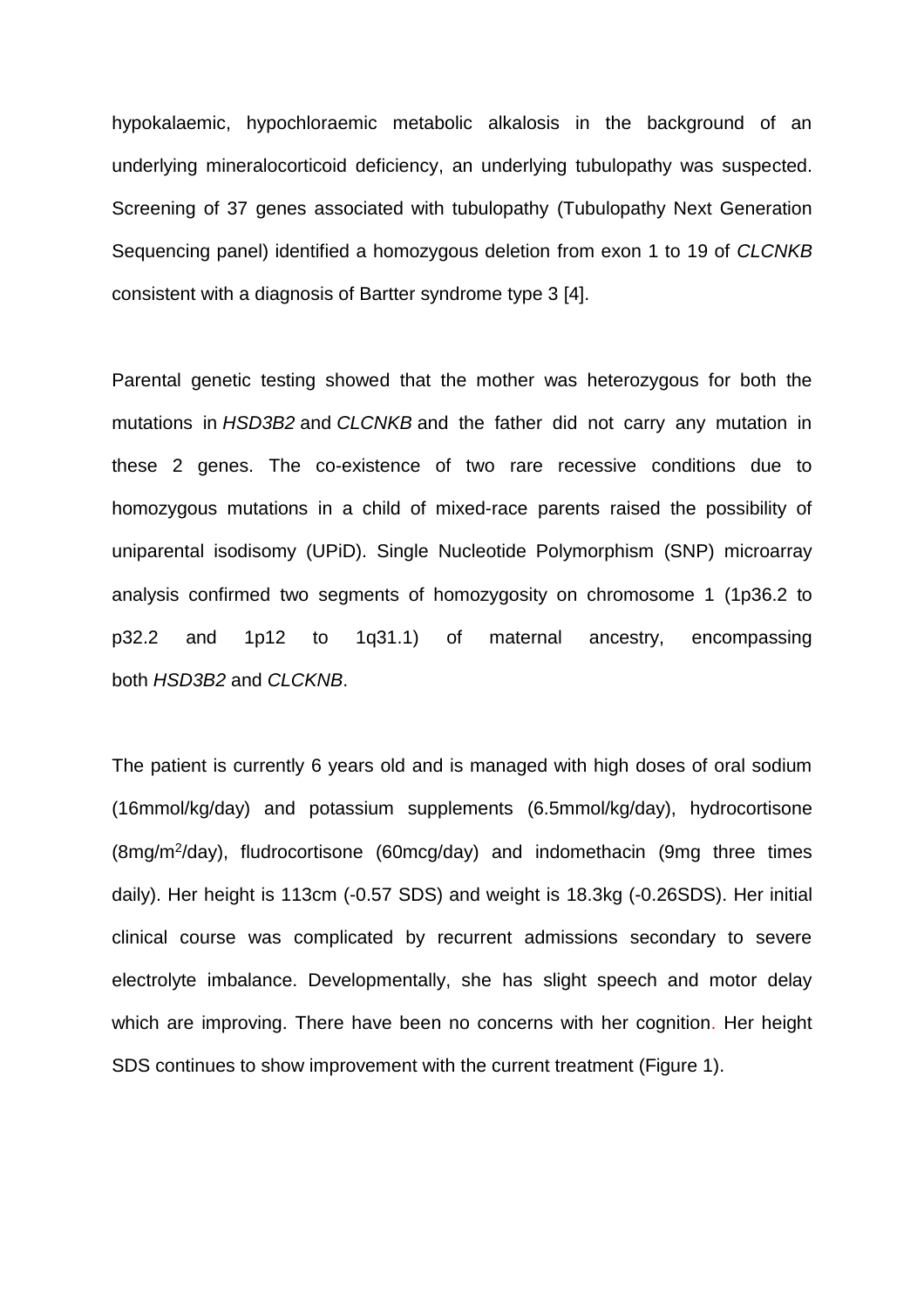hypokalaemic, hypochloraemic metabolic alkalosis in the background of an underlying mineralocorticoid deficiency, an underlying tubulopathy was suspected. Screening of 37 genes associated with tubulopathy (Tubulopathy Next Generation Sequencing panel) identified a homozygous deletion from exon 1 to 19 of *CLCNKB* consistent with a diagnosis of Bartter syndrome type 3 [4].

Parental genetic testing showed that the mother was heterozygous for both the mutations in *HSD3B2* and *CLCNKB* and the father did not carry any mutation in these 2 genes. The co-existence of two rare recessive conditions due to homozygous mutations in a child of mixed-race parents raised the possibility of uniparental isodisomy (UPiD). Single Nucleotide Polymorphism (SNP) microarray analysis confirmed two segments of homozygosity on chromosome 1 (1p36.2 to p32.2 and 1p12 to 1q31.1) of maternal ancestry, encompassing both *HSD3B2* and *CLCKNB*.

The patient is currently 6 years old and is managed with high doses of oral sodium (16mmol/kg/day) and potassium supplements (6.5mmol/kg/day), hydrocortisone (8mg/m$^2$/day), fludrocortisone (60mcg/day) and indomethacin (9mg three times daily). Her height is 113cm (-0.57 SDS) and weight is 18.3kg (-0.26SDS). Her initial clinical course was complicated by recurrent admissions secondary to severe electrolyte imbalance. Developmentally, she has slight speech and motor delay which are improving. There have been no concerns with her cognition. Her height SDS continues to show improvement with the current treatment (Figure 1).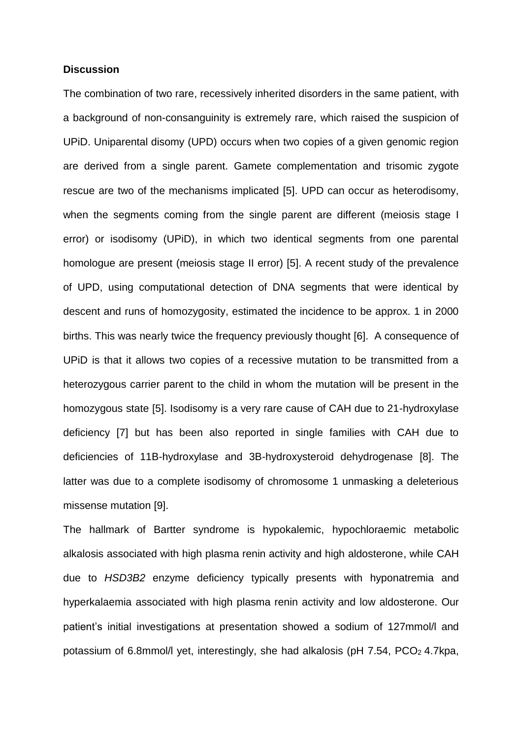## Discussion

The combination of two rare, recessively inherited disorders in the same patient, with a background of non-consanguinity is extremely rare, which raised the suspicion of UPiD. Uniparental disomy (UPD) occurs when two copies of a given genomic region are derived from a single parent. Gamete complementation and trisomic zygote rescue are two of the mechanisms implicated [5]. UPD can occur as heterodisomy, when the segments coming from the single parent are different (meiosis stage I error) or isodisomy (UPiD), in which two identical segments from one parental homologue are present (meiosis stage II error) [5]. A recent study of the prevalence of UPD, using computational detection of DNA segments that were identical by descent and runs of homozygosity, estimated the incidence to be approx. 1 in 2000 births. This was nearly twice the frequency previously thought [6]. A consequence of UPiD is that it allows two copies of a recessive mutation to be transmitted from a heterozygous carrier parent to the child in whom the mutation will be present in the homozygous state [5]. Isodisomy is a very rare cause of CAH due to 21-hydroxylase deficiency [7] but has been also reported in single families with CAH due to deficiencies of 11B-hydroxylase and 3B-hydroxysteroid dehydrogenase [8]. The latter was due to a complete isodisomy of chromosome 1 unmasking a deleterious missense mutation [9].

The hallmark of Bartter syndrome is hypokalemic, hypochloraemic metabolic alkalosis associated with high plasma renin activity and high aldosterone, while CAH due to *HSD3B2* enzyme deficiency typically presents with hyponatremia and hyperkalaemia associated with high plasma renin activity and low aldosterone. Our patient's initial investigations at presentation showed a sodium of 127mmol/l and potassium of 6.8mmol/l yet, interestingly, she had alkalosis (pH 7.54, $PCO_2$ 4.7kpa,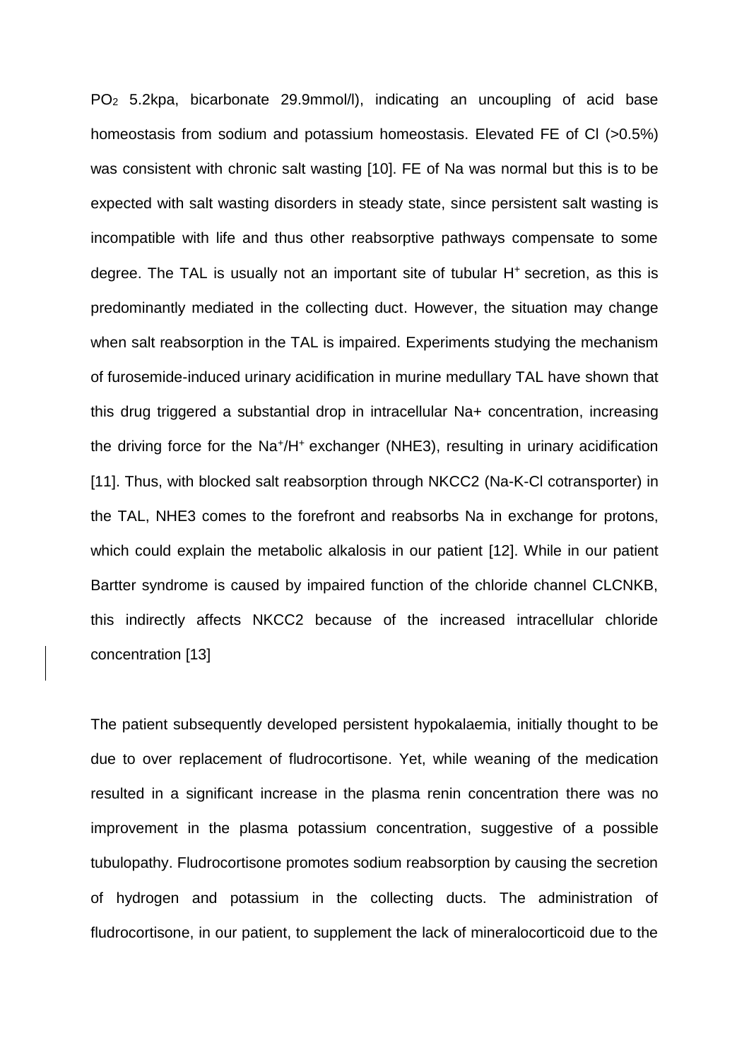$PO_2$ 5.2kpa, bicarbonate 29.9mmol/l), indicating an uncoupling of acid base homeostasis from sodium and potassium homeostasis. Elevated FE of Cl (>0.5%) was consistent with chronic salt wasting [10]. FE of Na was normal but this is to be expected with salt wasting disorders in steady state, since persistent salt wasting is incompatible with life and thus other reabsorptive pathways compensate to some degree. The TAL is usually not an important site of tubular $H^+$ secretion, as this is predominantly mediated in the collecting duct. However, the situation may change when salt reabsorption in the TAL is impaired. Experiments studying the mechanism of furosemide-induced urinary acidification in murine medullary TAL have shown that this drug triggered a substantial drop in intracellular Na+ concentration, increasing the driving force for the $Na^+/H^+$ exchanger (NHE3), resulting in urinary acidification [11]. Thus, with blocked salt reabsorption through NKCC2 (Na-K-Cl cotransporter) in the TAL, NHE3 comes to the forefront and reabsorbs Na in exchange for protons, which could explain the metabolic alkalosis in our patient [12]. While in our patient Bartter syndrome is caused by impaired function of the chloride channel CLCNKB, this indirectly affects NKCC2 because of the increased intracellular chloride concentration [13]

The patient subsequently developed persistent hypokalaemia, initially thought to be due to over replacement of fludrocortisone. Yet, while weaning of the medication resulted in a significant increase in the plasma renin concentration there was no improvement in the plasma potassium concentration, suggestive of a possible tubulopathy. Fludrocortisone promotes sodium reabsorption by causing the secretion of hydrogen and potassium in the collecting ducts. The administration of fludrocortisone, in our patient, to supplement the lack of mineralocorticoid due to the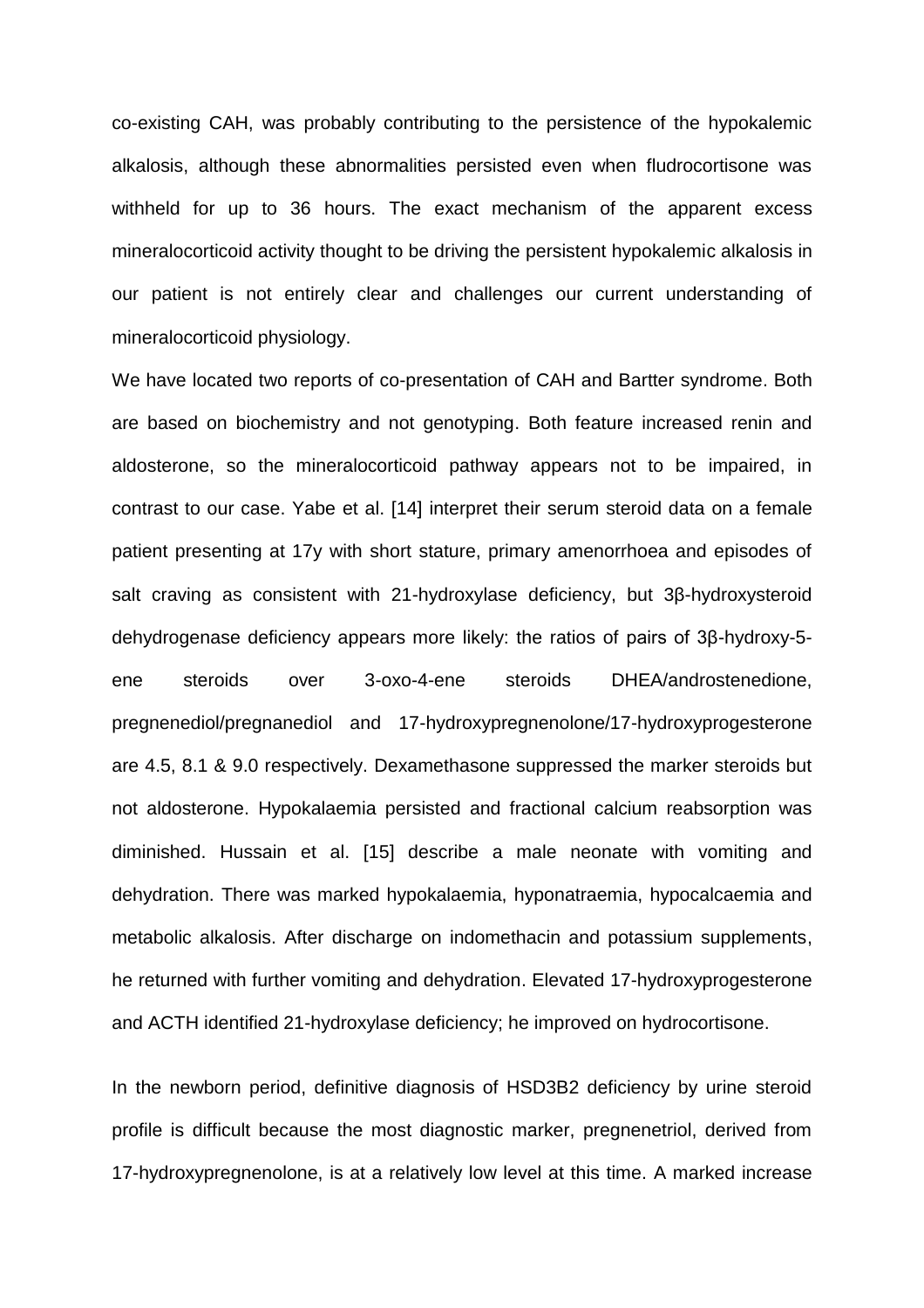co-existing CAH, was probably contributing to the persistence of the hypokalemic alkalosis, although these abnormalities persisted even when fludrocortisone was withheld for up to 36 hours. The exact mechanism of the apparent excess mineralocorticoid activity thought to be driving the persistent hypokalemic alkalosis in our patient is not entirely clear and challenges our current understanding of mineralocorticoid physiology.

We have located two reports of co-presentation of CAH and Bartter syndrome. Both are based on biochemistry and not genotyping. Both feature increased renin and aldosterone, so the mineralocorticoid pathway appears not to be impaired, in contrast to our case. Yabe et al. [14] interpret their serum steroid data on a female patient presenting at 17y with short stature, primary amenorrhoea and episodes of salt craving as consistent with 21-hydroxylase deficiency, but 3β-hydroxysteroid dehydrogenase deficiency appears more likely: the ratios of pairs of 3β-hydroxy-5-ene steroids over 3-oxo-4-ene steroids DHEA/androstenedione, pregnenediol/pregnanediol and 17-hydroxypregnenolone/17-hydroxyprogesterone are 4.5, 8.1 & 9.0 respectively. Dexamethasone suppressed the marker steroids but not aldosterone. Hypokalaemia persisted and fractional calcium reabsorption was diminished. Hussain et al. [15] describe a male neonate with vomiting and dehydration. There was marked hypokalaemia, hyponatraemia, hypocalcaemia and metabolic alkalosis. After discharge on indomethacin and potassium supplements, he returned with further vomiting and dehydration. Elevated 17-hydroxyprogesterone and ACTH identified 21-hydroxylase deficiency; he improved on hydrocortisone.

In the newborn period, definitive diagnosis of HSD3B2 deficiency by urine steroid profile is difficult because the most diagnostic marker, pregnenetriol, derived from 17-hydroxypregnenolone, is at a relatively low level at this time. A marked increase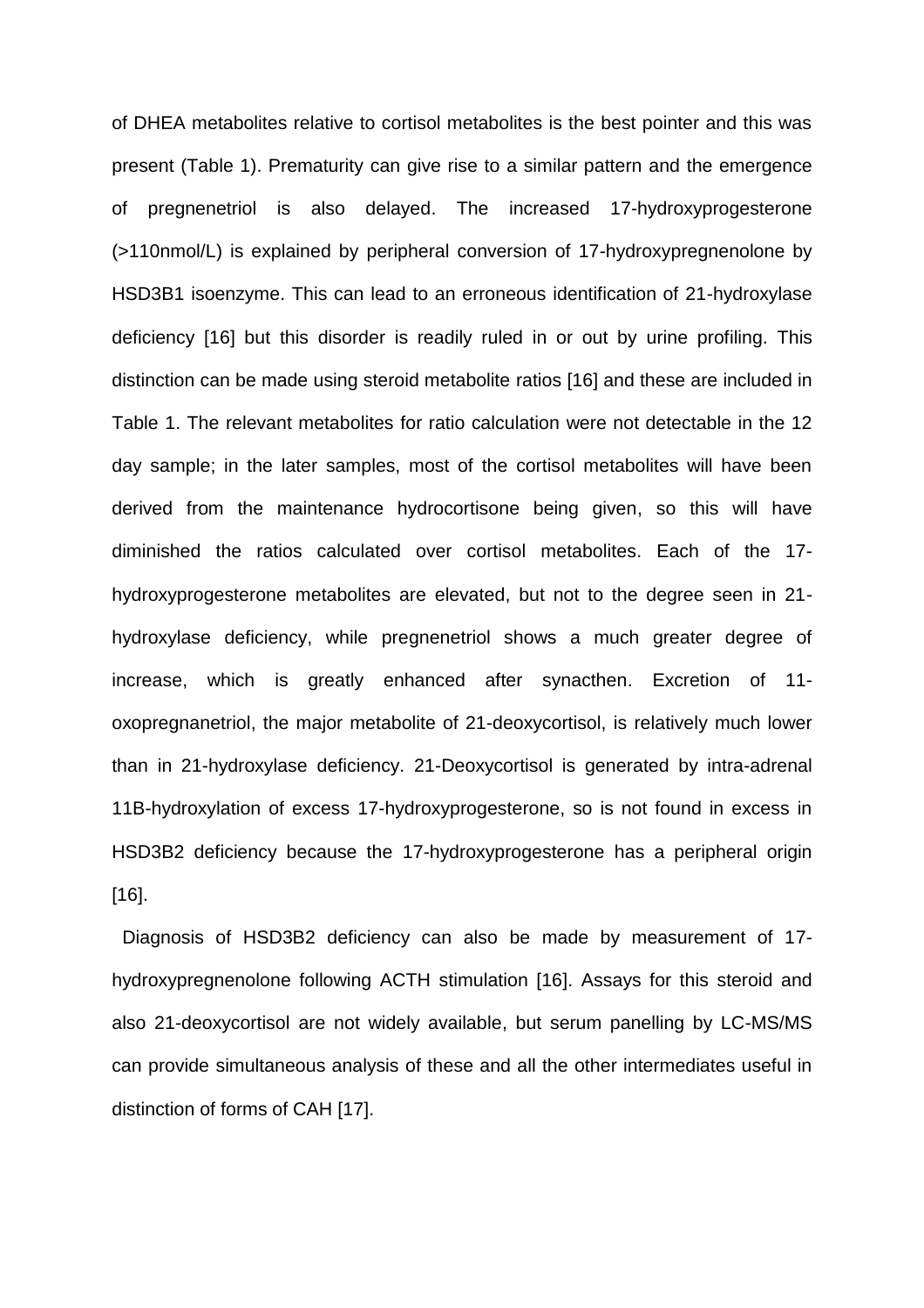of DHEA metabolites relative to cortisol metabolites is the best pointer and this was present (Table 1). Prematurity can give rise to a similar pattern and the emergence of pregnenetriol is also delayed. The increased 17-hydroxyprogesterone (>110nmol/L) is explained by peripheral conversion of 17-hydroxypregnenolone by HSD3B1 isoenzyme. This can lead to an erroneous identification of 21-hydroxylase deficiency [16] but this disorder is readily ruled in or out by urine profiling. This distinction can be made using steroid metabolite ratios [16] and these are included in Table 1. The relevant metabolites for ratio calculation were not detectable in the 12 day sample; in the later samples, most of the cortisol metabolites will have been derived from the maintenance hydrocortisone being given, so this will have diminished the ratios calculated over cortisol metabolites. Each of the 17-hydroxyprogesterone metabolites are elevated, but not to the degree seen in 21-hydroxylase deficiency, while pregnenetriol shows a much greater degree of increase, which is greatly enhanced after synacthen. Excretion of 11-oxopregnanetriol, the major metabolite of 21-deoxycortisol, is relatively much lower than in 21-hydroxylase deficiency. 21-Deoxycortisol is generated by intra-adrenal 11B-hydroxylation of excess 17-hydroxyprogesterone, so is not found in excess in HSD3B2 deficiency because the 17-hydroxyprogesterone has a peripheral origin [16].

Diagnosis of HSD3B2 deficiency can also be made by measurement of 17-hydroxypregnenolone following ACTH stimulation [16]. Assays for this steroid and also 21-deoxycortisol are not widely available, but serum panelling by LC-MS/MS can provide simultaneous analysis of these and all the other intermediates useful in distinction of forms of CAH [17].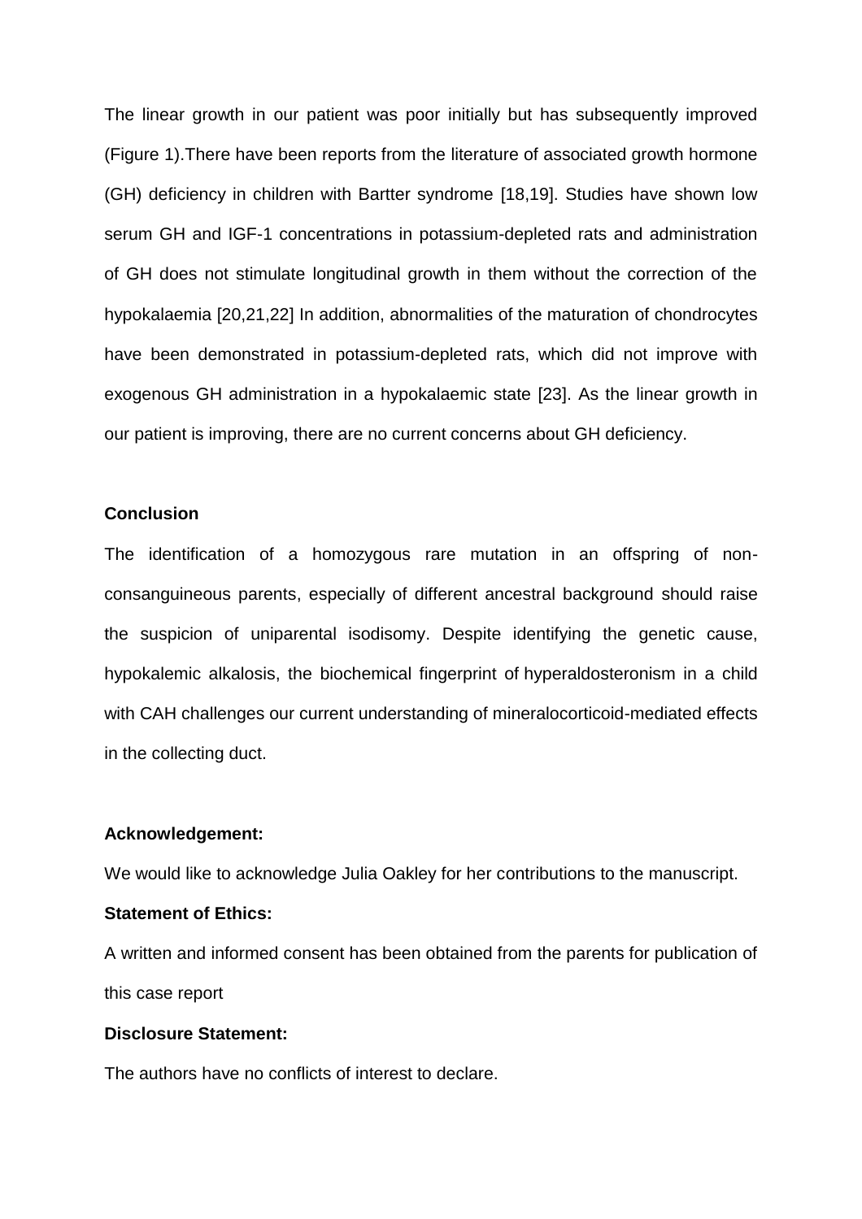The linear growth in our patient was poor initially but has subsequently improved (Figure 1).There have been reports from the literature of associated growth hormone (GH) deficiency in children with Bartter syndrome [18,19]. Studies have shown low serum GH and IGF-1 concentrations in potassium-depleted rats and administration of GH does not stimulate longitudinal growth in them without the correction of the hypokalaemia [20,21,22] In addition, abnormalities of the maturation of chondrocytes have been demonstrated in potassium-depleted rats, which did not improve with exogenous GH administration in a hypokalaemic state [23]. As the linear growth in our patient is improving, there are no current concerns about GH deficiency.

**Conclusion**

The identification of a homozygous rare mutation in an offspring of non-consanguineous parents, especially of different ancestral background should raise the suspicion of uniparental isodisomy. Despite identifying the genetic cause, hypokalemic alkalosis, the biochemical fingerprint of hyperaldosteronism in a child with CAH challenges our current understanding of mineralocorticoid-mediated effects in the collecting duct.

**Acknowledgement:**

We would like to acknowledge Julia Oakley for her contributions to the manuscript.

**Statement of Ethics:**

A written and informed consent has been obtained from the parents for publication of this case report

**Disclosure Statement:**

The authors have no conflicts of interest to declare.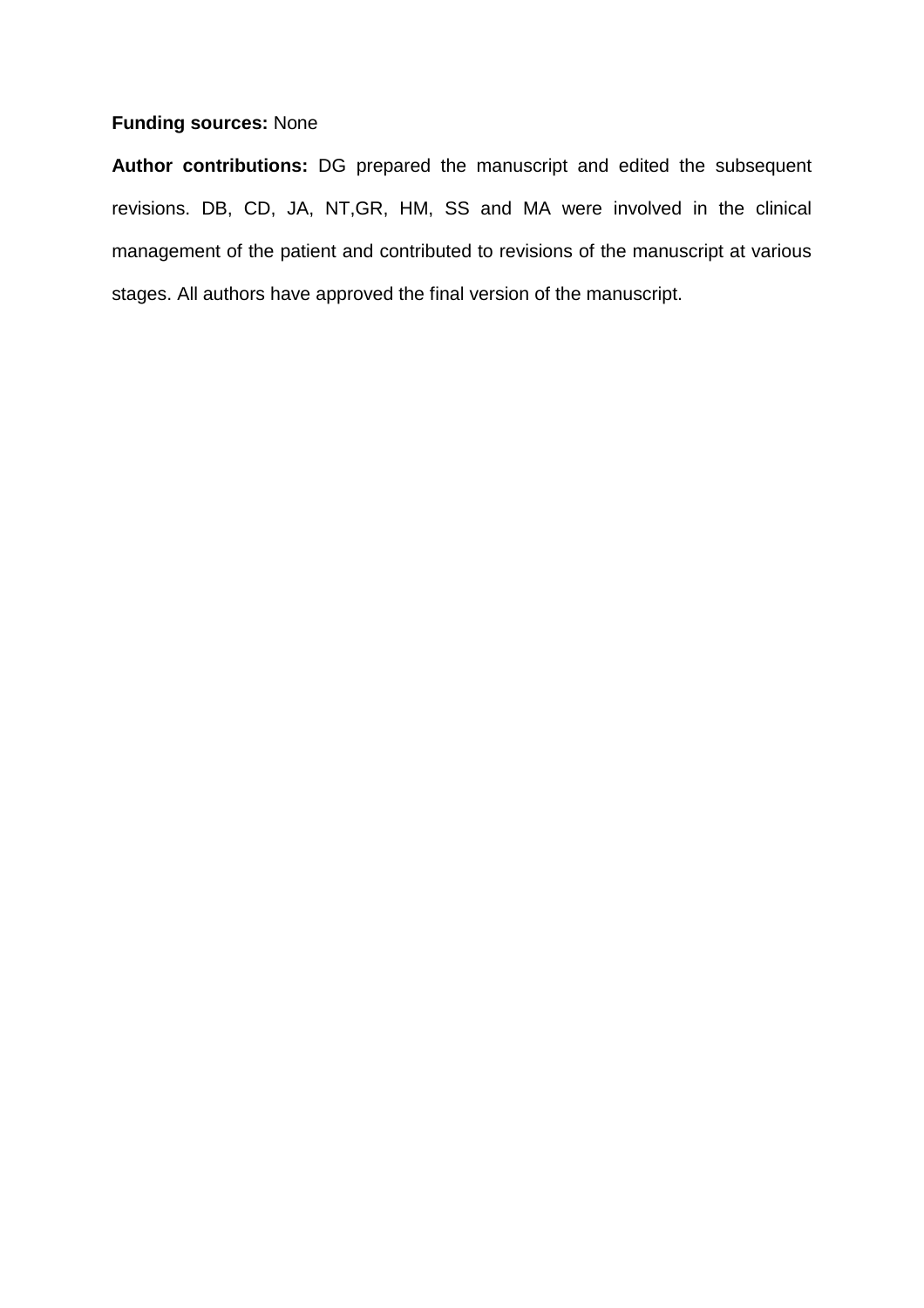**Funding sources:** None

**Author contributions:** DG prepared the manuscript and edited the subsequent revisions. DB, CD, JA, NT,GR, HM, SS and MA were involved in the clinical management of the patient and contributed to revisions of the manuscript at various stages. All authors have approved the final version of the manuscript.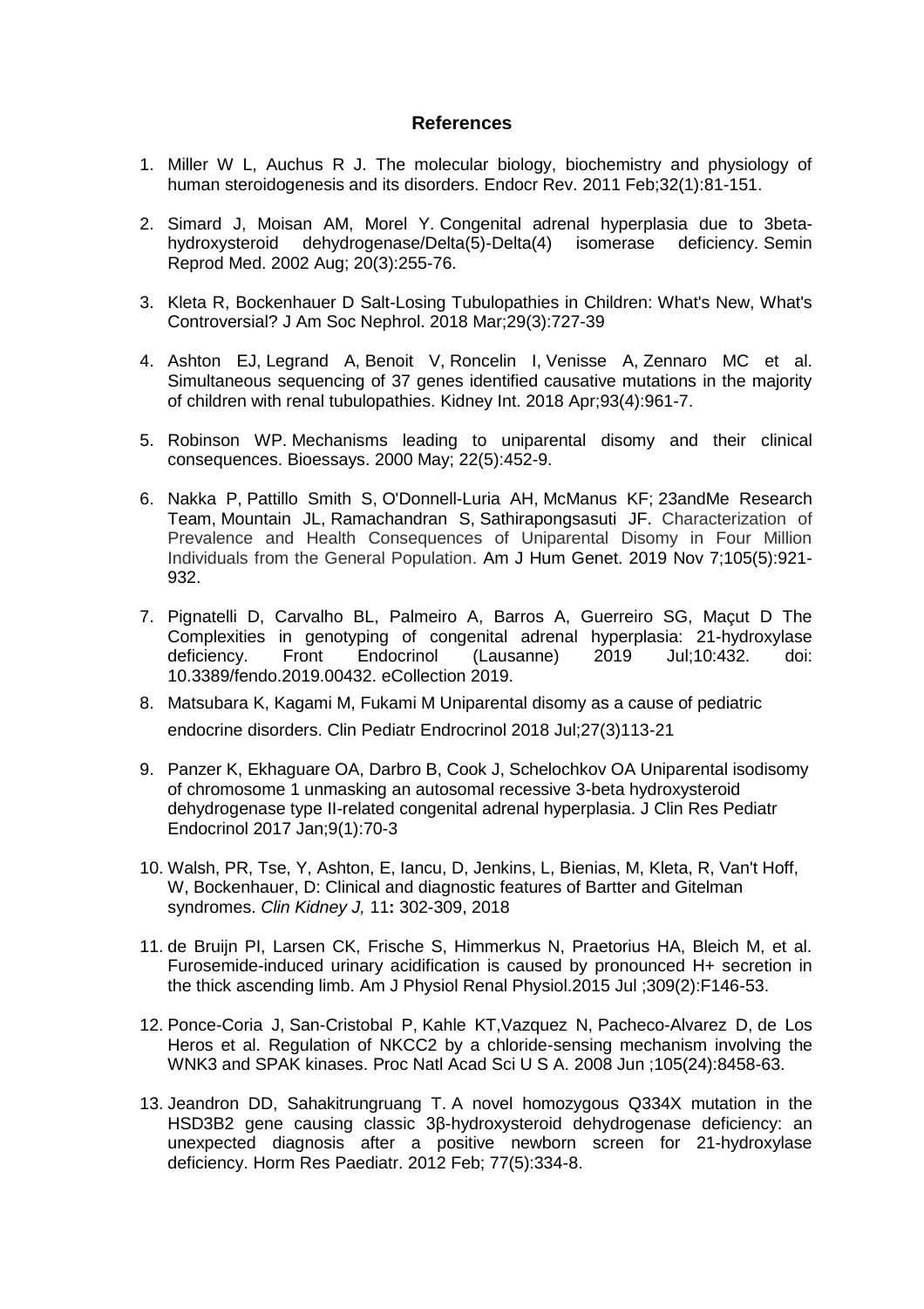## References

1. Miller W L, Auchus R J. The molecular biology, biochemistry and physiology of human steroidogenesis and its disorders. Endocr Rev. 2011 Feb;32(1):81-151.

2. Simard J, Moisan AM, Morel Y. Congenital adrenal hyperplasia due to 3beta-hydroxysteroid dehydrogenase/Delta(5)-Delta(4) isomerase deficiency. Semin Reprod Med. 2002 Aug; 20(3):255-76.

3. Kleta R, Bockenhauer D Salt-Losing Tubulopathies in Children: What's New, What's Controversial? J Am Soc Nephrol. 2018 Mar;29(3):727-39

4. Ashton EJ, Legrand A, Benoit V, Roncelin I, Venisse A, Zennaro MC et al. Simultaneous sequencing of 37 genes identified causative mutations in the majority of children with renal tubulopathies. Kidney Int. 2018 Apr;93(4):961-7.

5. Robinson WP. Mechanisms leading to uniparental disomy and their clinical consequences. Bioessays. 2000 May; 22(5):452-9.

6. Nakka P, Pattillo Smith S, O'Donnell-Luria AH, McManus KF; 23andMe Research Team, Mountain JL, Ramachandran S, Sathirapongsasuti JF. Characterization of Prevalence and Health Consequences of Uniparental Disomy in Four Million Individuals from the General Population. Am J Hum Genet. 2019 Nov 7;105(5):921-932.

7. Pignatelli D, Carvalho BL, Palmeiro A, Barros A, Guerreiro SG, Maçut D The Complexities in genotyping of congenital adrenal hyperplasia: 21-hydroxylase deficiency. Front Endocrinol (Lausanne) 2019 Jul;10:432. doi: 10.3389/fendo.2019.00432. eCollection 2019.

8. Matsubara K, Kagami M, Fukami M Uniparental disomy as a cause of pediatric endocrine disorders. Clin Pediatr Endrocrinol 2018 Jul;27(3)113-21

9. Panzer K, Ekhaguare OA, Darbro B, Cook J, Schelochkov OA Uniparental isodisomy of chromosome 1 unmasking an autosomal recessive 3-beta hydroxysteroid dehydrogenase type II-related congenital adrenal hyperplasia. J Clin Res Pediatr Endocrinol 2017 Jan;9(1):70-3

10. Walsh, PR, Tse, Y, Ashton, E, Iancu, D, Jenkins, L, Bienias, M, Kleta, R, Van't Hoff, W, Bockenhauer, D: Clinical and diagnostic features of Bartter and Gitelman syndromes. *Clin Kidney J,* 11**:** 302-309, 2018

11. de Bruijn PI, Larsen CK, Frische S, Himmerkus N, Praetorius HA, Bleich M, et al. Furosemide-induced urinary acidification is caused by pronounced H+ secretion in the thick ascending limb. Am J Physiol Renal Physiol.2015 Jul ;309(2):F146-53.

12. Ponce-Coria J, San-Cristobal P, Kahle KT,Vazquez N, Pacheco-Alvarez D, de Los Heros et al. Regulation of NKCC2 by a chloride-sensing mechanism involving the WNK3 and SPAK kinases. Proc Natl Acad Sci U S A. 2008 Jun ;105(24):8458-63.

13. Jeandron DD, Sahakitrungruang T. A novel homozygous Q334X mutation in the HSD3B2 gene causing classic 3β-hydroxysteroid dehydrogenase deficiency: an unexpected diagnosis after a positive newborn screen for 21-hydroxylase deficiency. Horm Res Paediatr. 2012 Feb; 77(5):334-8.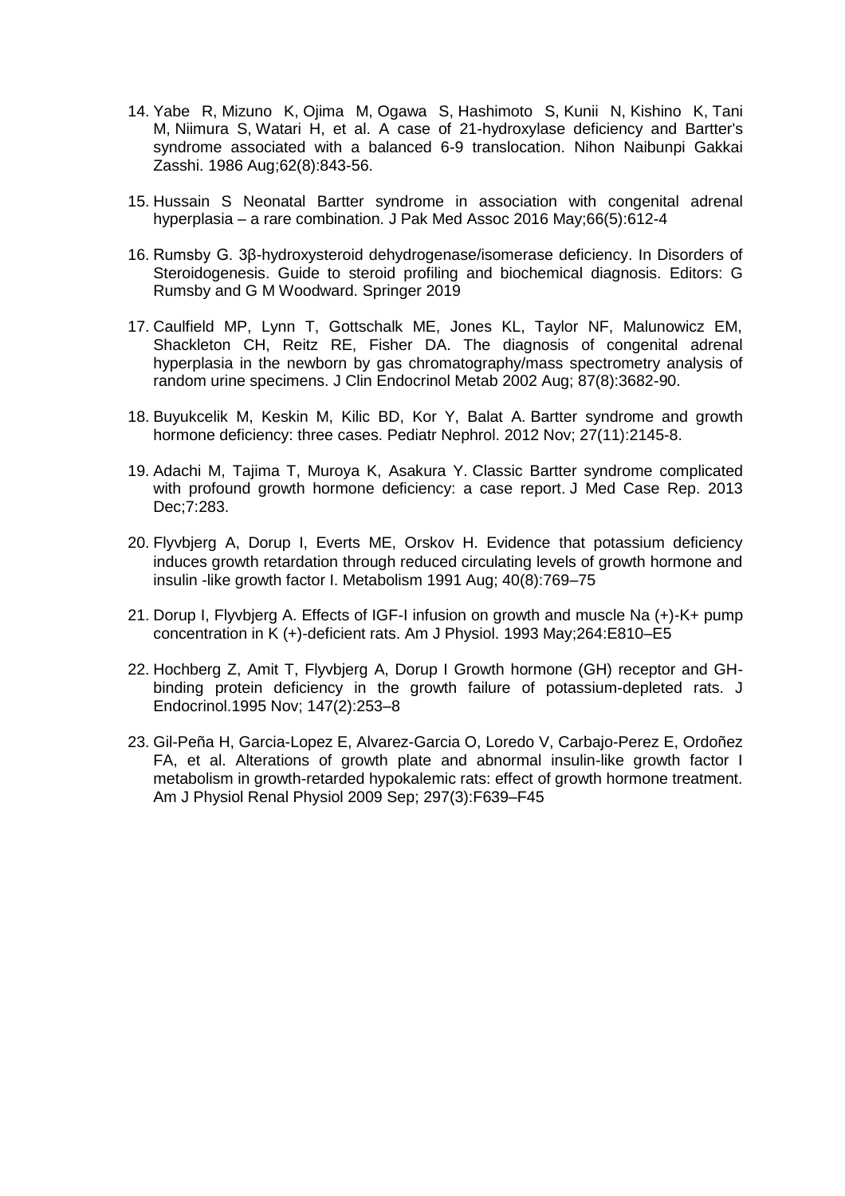14. Yabe R, Mizuno K, Ojima M, Ogawa S, Hashimoto S, Kunii N, Kishino K, Tani M, Niimura S, Watari H, et al. A case of 21-hydroxylase deficiency and Bartter's syndrome associated with a balanced 6-9 translocation. Nihon Naibunpi Gakkai Zasshi. 1986 Aug;62(8):843-56.

15. Hussain S Neonatal Bartter syndrome in association with congenital adrenal hyperplasia – a rare combination. J Pak Med Assoc 2016 May;66(5):612-4

16. Rumsby G. 3β-hydroxysteroid dehydrogenase/isomerase deficiency. In Disorders of Steroidogenesis. Guide to steroid profiling and biochemical diagnosis. Editors: G Rumsby and G M Woodward. Springer 2019

17. Caulfield MP, Lynn T, Gottschalk ME, Jones KL, Taylor NF, Malunowicz EM, Shackleton CH, Reitz RE, Fisher DA. The diagnosis of congenital adrenal hyperplasia in the newborn by gas chromatography/mass spectrometry analysis of random urine specimens. J Clin Endocrinol Metab 2002 Aug; 87(8):3682-90.

18. Buyukcelik M, Keskin M, Kilic BD, Kor Y, Balat A. Bartter syndrome and growth hormone deficiency: three cases. Pediatr Nephrol. 2012 Nov; 27(11):2145-8.

19. Adachi M, Tajima T, Muroya K, Asakura Y. Classic Bartter syndrome complicated with profound growth hormone deficiency: a case report. J Med Case Rep. 2013 Dec;7:283.

20. Flyvbjerg A, Dorup I, Everts ME, Orskov H. Evidence that potassium deficiency induces growth retardation through reduced circulating levels of growth hormone and insulin -like growth factor I. Metabolism 1991 Aug; 40(8):769–75

21. Dorup I, Flyvbjerg A. Effects of IGF-I infusion on growth and muscle Na (+)-K+ pump concentration in K (+)-deficient rats. Am J Physiol. 1993 May;264:E810–E5

22. Hochberg Z, Amit T, Flyvbjerg A, Dorup I Growth hormone (GH) receptor and GH-binding protein deficiency in the growth failure of potassium-depleted rats. J Endocrinol.1995 Nov; 147(2):253–8

23. Gil-Peña H, Garcia-Lopez E, Alvarez-Garcia O, Loredo V, Carbajo-Perez E, Ordoñez FA, et al. Alterations of growth plate and abnormal insulin-like growth factor I metabolism in growth-retarded hypokalemic rats: effect of growth hormone treatment. Am J Physiol Renal Physiol 2009 Sep; 297(3):F639–F45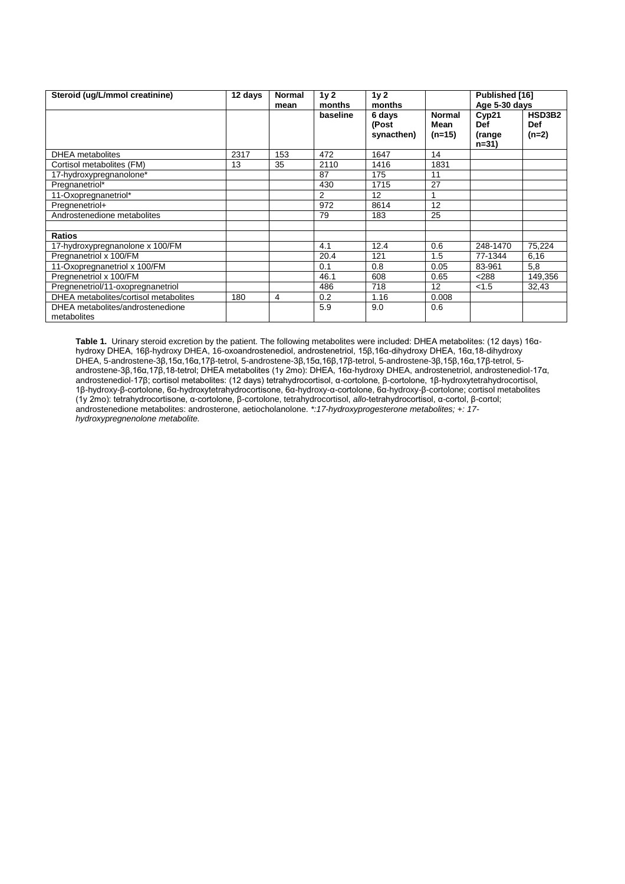| Steroid (ug/L/mmol creatinine) | 12 days | Normal mean | 1y 2 months | 1y 2 months | | Published [16] Age 5-30 days | |
|---|---|---|---|---|---|---|---|
| | | | baseline | 6 days (Post synacthen) | Normal Mean (n=15) | Cyp21 Def (range n=31) | HSD3B2 Def (n=2) |
| DHEA metabolites | 2317 | 153 | 472 | 1647 | 14 | | |
| Cortisol metabolites (FM) | 13 | 35 | 2110 | 1416 | 1831 | | |
| 17-hydroxypregnanolone* | | | 87 | 175 | 11 | | |
| Pregnanetriol* | | | 430 | 1715 | 27 | | |
| 11-Oxopregnanetriol* | | | 2 | 12 | 1 | | |
| Pregnenetriol+ | | | 972 | 8614 | 12 | | |
| Androstenedione metabolites | | | 79 | 183 | 25 | | |
| | | | | | | | |
| **Ratios** | | | | | | | |
| 17-hydroxypregnanolone x 100/FM | | | 4.1 | 12.4 | 0.6 | 248-1470 | 75,224 |
| Pregnanetriol x 100/FM | | | 20.4 | 121 | 1.5 | 77-1344 | 6,16 |
| 11-Oxopregnanetriol x 100/FM | | | 0.1 | 0.8 | 0.05 | 83-961 | 5,8 |
| Pregnenetriol x 100/FM | | | 46.1 | 608 | 0.65 | <288 | 149,356 |
| Pregnenetriol/11-oxopregnanetriol | | | 486 | 718 | 12 | <1.5 | 32,43 |
| DHEA metabolites/cortisol metabolites | 180 | 4 | 0.2 | 1.16 | 0.008 | | |
| DHEA metabolites/androstenedione metabolites | | | 5.9 | 9.0 | 0.6 | | |

**Table 1.** Urinary steroid excretion by the patient. The following metabolites were included: DHEA metabolites: (12 days) 16α-hydroxy DHEA, 16β-hydroxy DHEA, 16-oxoandrostenediol, androstenetriol, 15β,16α-dihydroxy DHEA, 16α,18-dihydroxy DHEA, 5-androstene-3β,15α,16α,17β-tetrol, 5-androstene-3β,15α,16β,17β-tetrol, 5-androstene-3β,15β,16α,17β-tetrol, 5-androstene-3β,16α,17β,18-tetrol; DHEA metabolites (1y 2mo): DHEA, 16α-hydroxy DHEA, androstenetriol, androstenediol-17α, androstenediol-17β; cortisol metabolites: (12 days) tetrahydrocortisol, α-cortolone, β-cortolone, 1β-hydroxytetrahydrocortisol, 1β-hydroxy-β-cortolone, 6α-hydroxytetrahydrocortisone, 6α-hydroxy-α-cortolone, 6α-hydroxy-β-cortolone; cortisol metabolites (1y 2mo): tetrahydrocortisone, α-cortolone, β-cortolone, tetrahydrocortisol, *allo*-tetrahydrocortisol, α-cortol, β-cortol; androstenedione metabolites: androsterone, aetiocholanolone. *\*:17-hydroxyprogesterone metabolites; +: 17-hydroxypregnenolone metabolite.*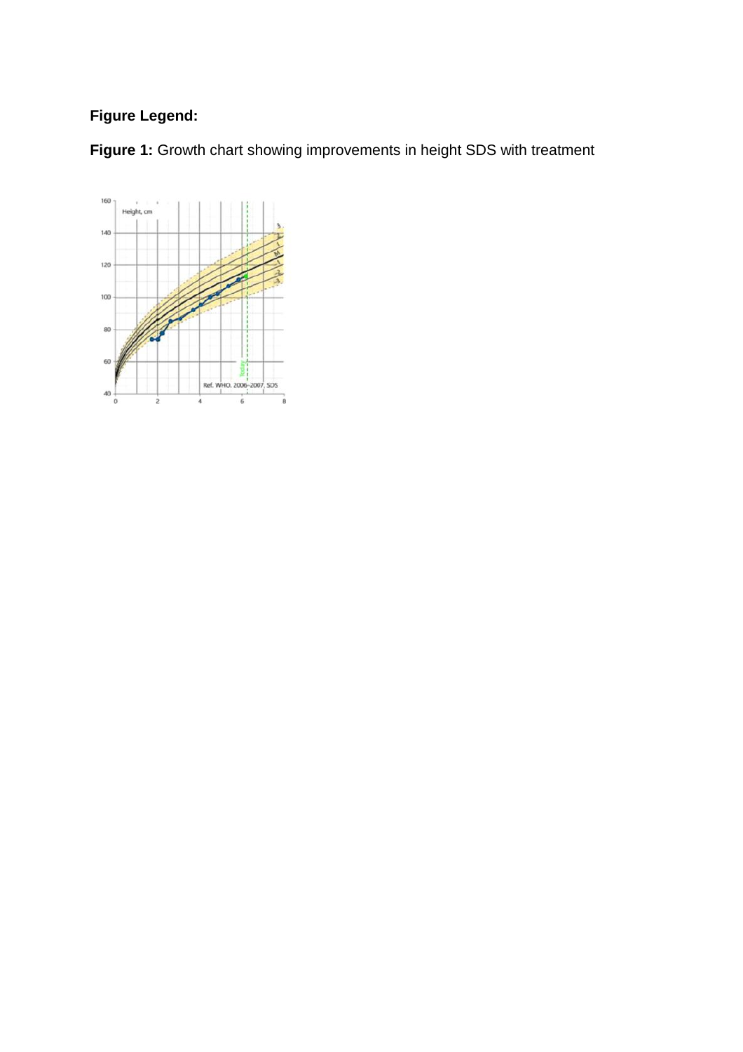**Figure Legend:**

**Figure 1:** Growth chart showing improvements in height SDS with treatment

160
Height, cm
140
120
100
80
60
40
0
2
4
6
8
3
2
1
M
-1
-2
-3
Today
Ref. WHO. 2006–2007, SDS